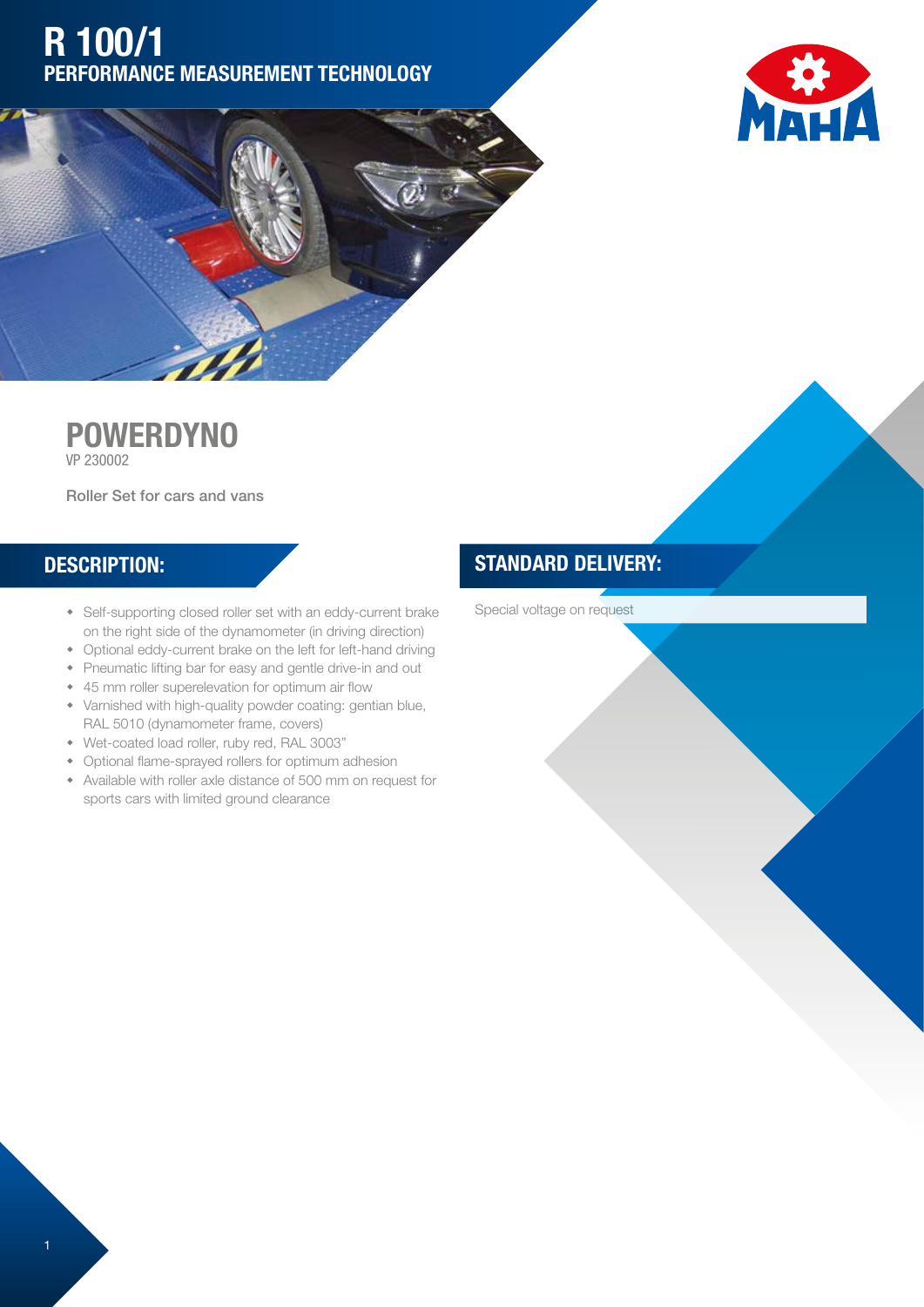# R 100/1

## PERFORMANCE MEASUREMENT TECHNOLOGY

MAHA

## POWERDYNO

VP 230002

Roller Set for cars and vans

## DESCRIPTION:

- Self-supporting closed roller set with an eddy-current brake on the right side of the dynamometer (in driving direction)
- Optional eddy-current brake on the left for left-hand driving
- Pneumatic lifting bar for easy and gentle drive-in and out
- 45 mm roller superelevation for optimum air flow
- Varnished with high-quality powder coating: gentian blue, RAL 5010 (dynamometer frame, covers)
- Wet-coated load roller, ruby red, RAL 3003"
- Optional flame-sprayed rollers for optimum adhesion
- Available with roller axle distance of 500 mm on request for sports cars with limited ground clearance

## STANDARD DELIVERY:

Special voltage on request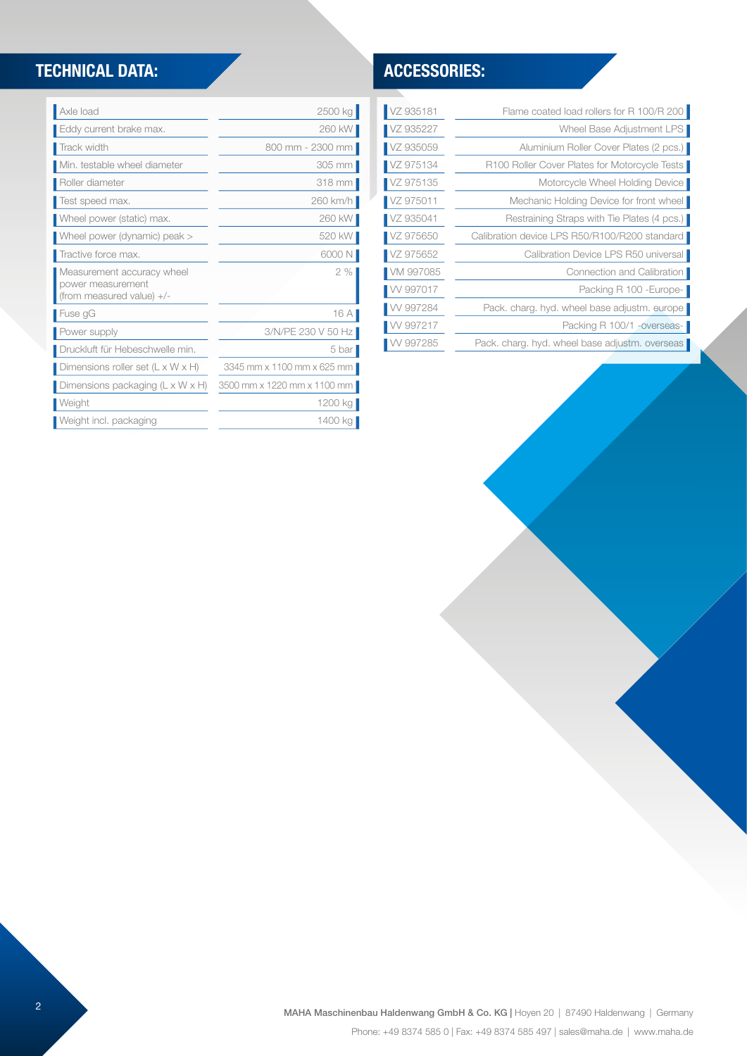## TECHNICAL DATA:

| | |
|---|---|
| Axle load | 2500 kg |
| Eddy current brake max. | 260 kW |
| Track width | 800 mm - 2300 mm |
| Min. testable wheel diameter | 305 mm |
| Roller diameter | 318 mm |
| Test speed max. | 260 km/h |
| Wheel power (static) max. | 260 kW |
| Wheel power (dynamic) peak > | 520 kW |
| Tractive force max. | 6000 N |
| Measurement accuracy wheel power measurement (from measured value) +/- | 2 % |
| Fuse gG | 16 A |
| Power supply | 3/N/PE 230 V 50 Hz |
| Druckluft für Hebeschwelle min. | 5 bar |
| Dimensions roller set (L x W x H) | 3345 mm x 1100 mm x 625 mm |
| Dimensions packaging (L x W x H) | 3500 mm x 1220 mm x 1100 mm |
| Weight | 1200 kg |
| Weight incl. packaging | 1400 kg |

## ACCESSORIES:

| | |
|---|---|
| VZ 935181 | Flame coated load rollers for R 100/R 200 |
| VZ 935227 | Wheel Base Adjustment LPS |
| VZ 935059 | Aluminium Roller Cover Plates (2 pcs.) |
| VZ 975134 | R100 Roller Cover Plates for Motorcycle Tests |
| VZ 975135 | Motorcycle Wheel Holding Device |
| VZ 975011 | Mechanic Holding Device for front wheel |
| VZ 935041 | Restraining Straps with Tie Plates (4 pcs.) |
| VZ 975650 | Calibration device LPS R50/R100/R200 standard |
| VZ 975652 | Calibration Device LPS R50 universal |
| VM 997085 | Connection and Calibration |
| VV 997017 | Packing R 100 -Europe- |
| VV 997284 | Pack. charg. hyd. wheel base adjustm. europe |
| VV 997217 | Packing R 100/1 -overseas- |
| VV 997285 | Pack. charg. hyd. wheel base adjustm. overseas |

**MAHA Maschinenbau Haldenwang GmbH & Co. KG** | Hoyen 20 | 87490 Haldenwang | Germany
Phone: +49 8374 585 0 | Fax: +49 8374 585 497 | sales@maha.de | www.maha.de